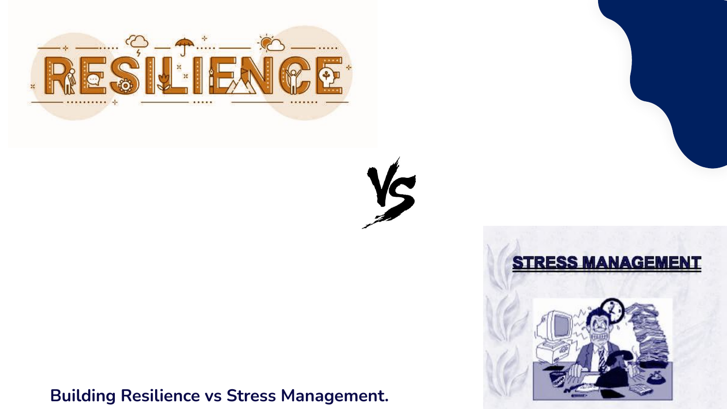RESILIENCE

VS

STRESS MANAGEMENT

**Building Resilience vs Stress Management.**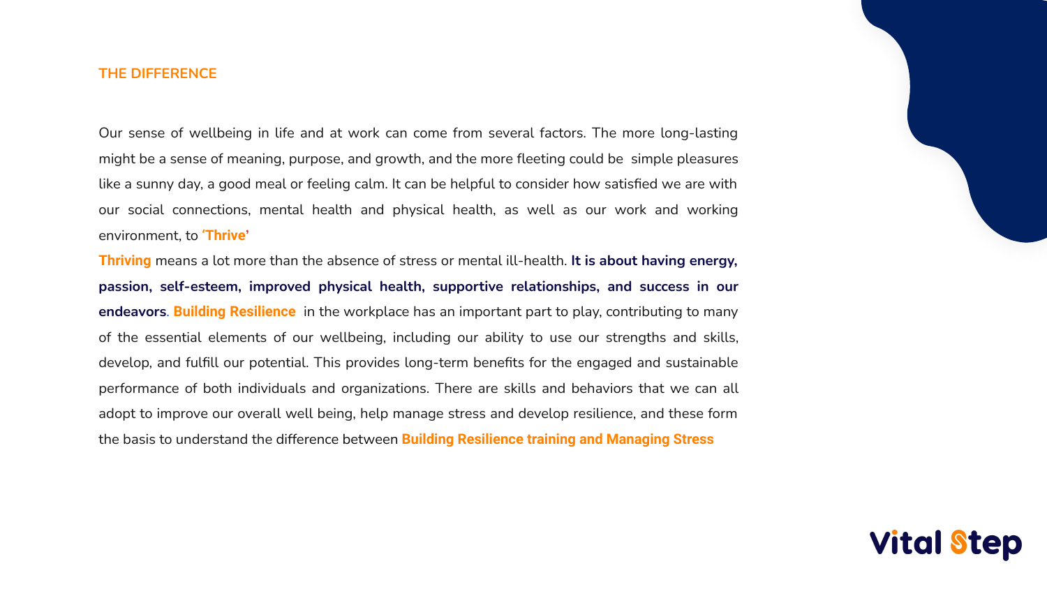## THE DIFFERENCE

Our sense of wellbeing in life and at work can come from several factors. The more long-lasting might be a sense of meaning, purpose, and growth, and the more fleeting could be simple pleasures like a sunny day, a good meal or feeling calm. It can be helpful to consider how satisfied we are with our social connections, mental health and physical health, as well as our work and working environment, to **'Thrive'**

**Thriving** means a lot more than the absence of stress or mental ill-health. **It is about having energy, passion, self-esteem, improved physical health, supportive relationships, and success in our endeavors**. **Building Resilience** in the workplace has an important part to play, contributing to many of the essential elements of our wellbeing, including our ability to use our strengths and skills, develop, and fulfill our potential. This provides long-term benefits for the engaged and sustainable performance of both individuals and organizations. There are skills and behaviors that we can all adopt to improve our overall well being, help manage stress and develop resilience, and these form the basis to understand the difference between **Building Resilience training and Managing Stress**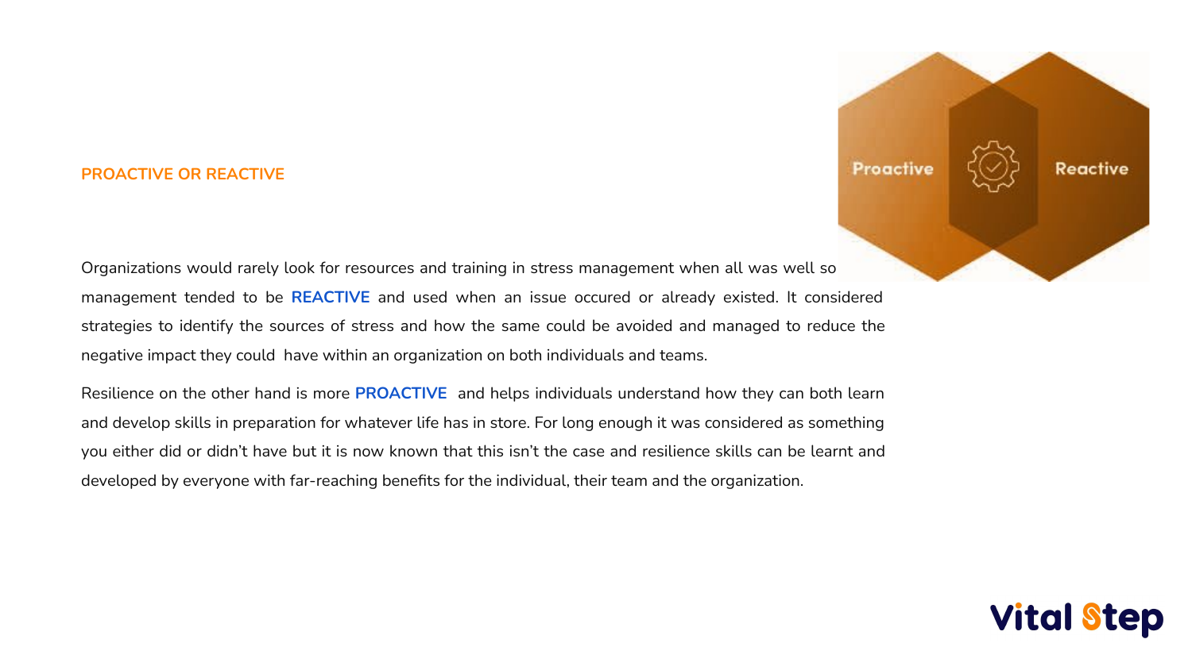## PROACTIVE OR REACTIVE

Organizations would rarely look for resources and training in stress management when all was well so management tended to be **REACTIVE** and used when an issue occured or already existed. It considered strategies to identify the sources of stress and how the same could be avoided and managed to reduce the negative impact they could have within an organization on both individuals and teams.

Resilience on the other hand is more **PROACTIVE** and helps individuals understand how they can both learn and develop skills in preparation for whatever life has in store. For long enough it was considered as something you either did or didn't have but it is now known that this isn't the case and resilience skills can be learnt and developed by everyone with far-reaching benefits for the individual, their team and the organization.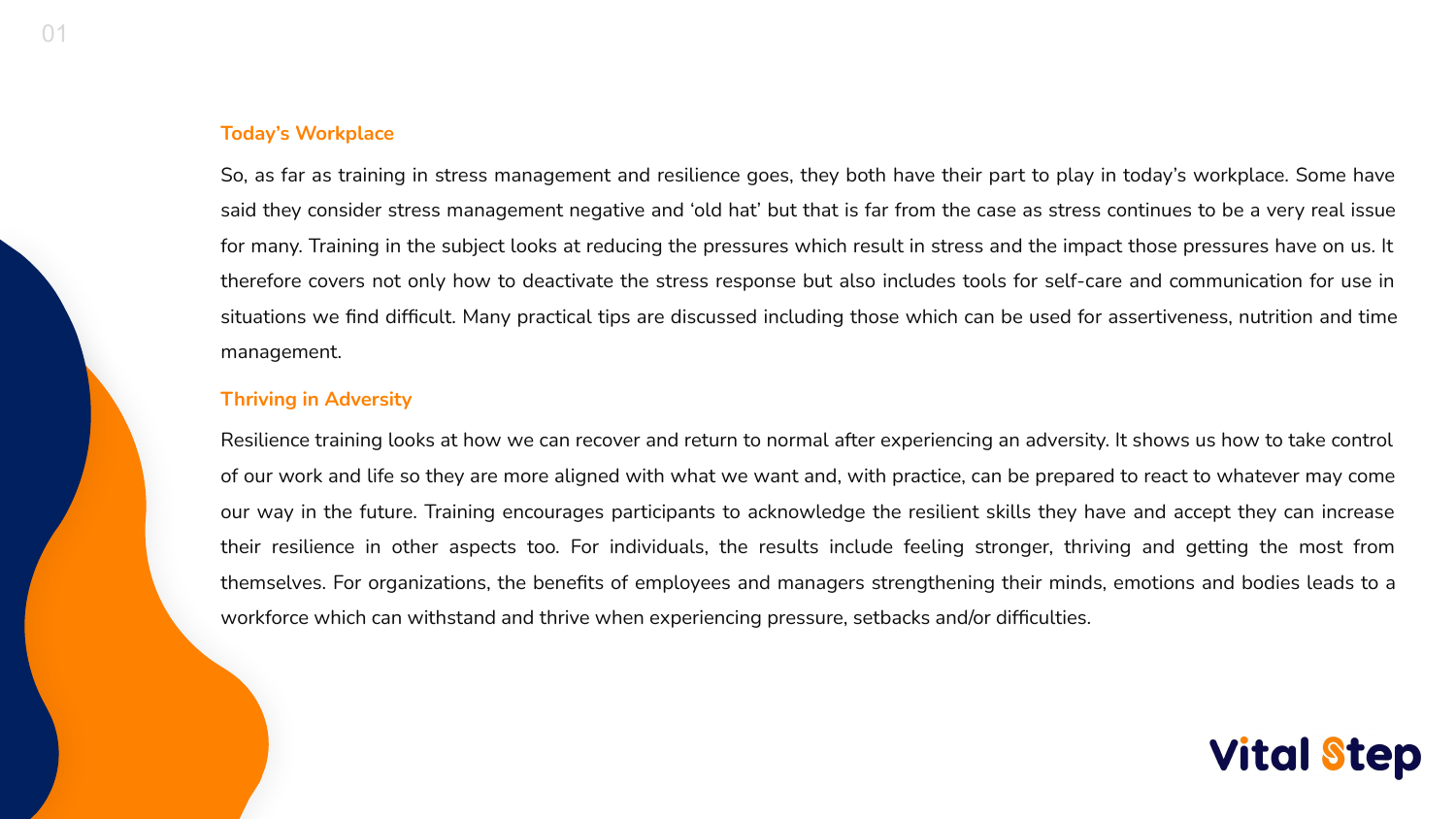## Today's Workplace

So, as far as training in stress management and resilience goes, they both have their part to play in today's workplace. Some have said they consider stress management negative and 'old hat' but that is far from the case as stress continues to be a very real issue for many. Training in the subject looks at reducing the pressures which result in stress and the impact those pressures have on us. It therefore covers not only how to deactivate the stress response but also includes tools for self-care and communication for use in situations we find difficult. Many practical tips are discussed including those which can be used for assertiveness, nutrition and time management.

## Thriving in Adversity

Resilience training looks at how we can recover and return to normal after experiencing an adversity. It shows us how to take control of our work and life so they are more aligned with what we want and, with practice, can be prepared to react to whatever may come our way in the future. Training encourages participants to acknowledge the resilient skills they have and accept they can increase their resilience in other aspects too. For individuals, the results include feeling stronger, thriving and getting the most from themselves. For organizations, the benefits of employees and managers strengthening their minds, emotions and bodies leads to a workforce which can withstand and thrive when experiencing pressure, setbacks and/or difficulties.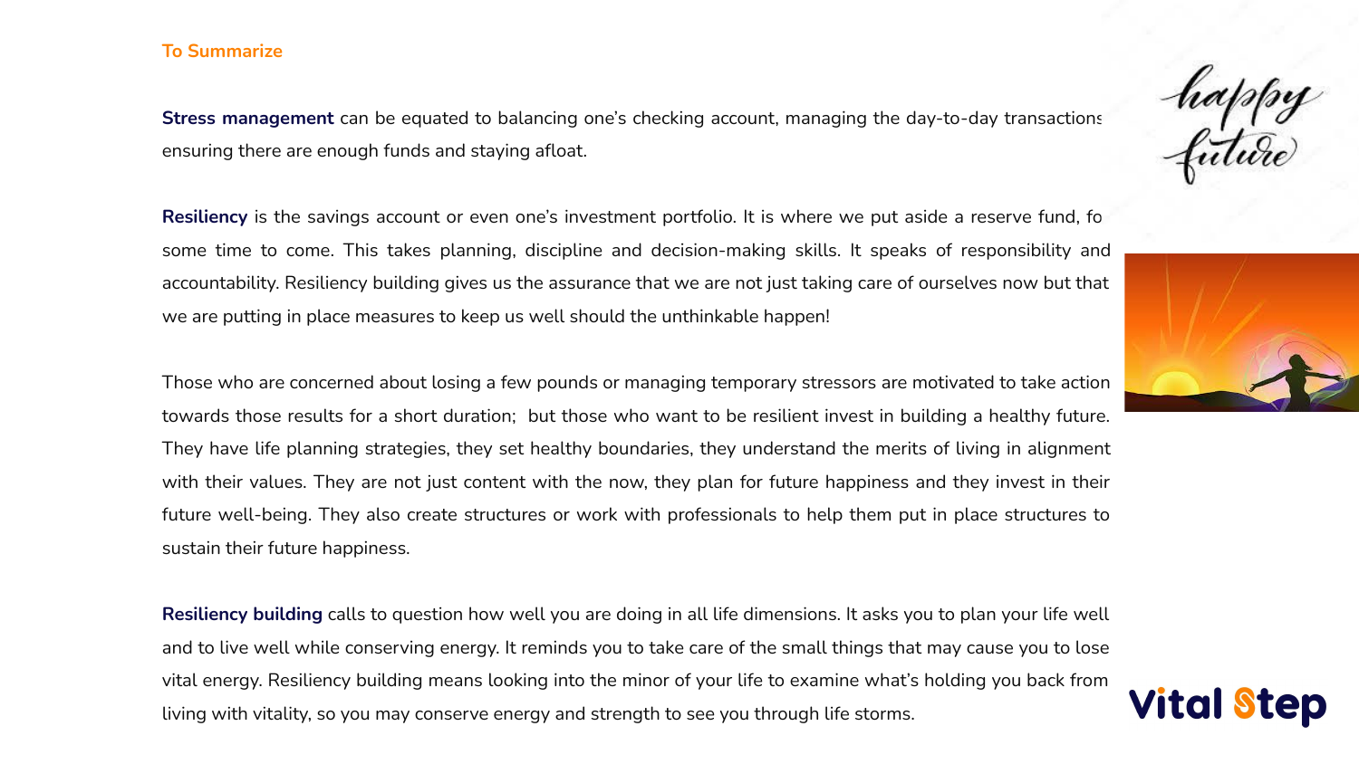## To Summarize

**Stress management** can be equated to balancing one's checking account, managing the day-to-day transactions ensuring there are enough funds and staying afloat.

**Resiliency** is the savings account or even one's investment portfolio. It is where we put aside a reserve fund, fo some time to come. This takes planning, discipline and decision-making skills. It speaks of responsibility and accountability. Resiliency building gives us the assurance that we are not just taking care of ourselves now but that we are putting in place measures to keep us well should the unthinkable happen!

Those who are concerned about losing a few pounds or managing temporary stressors are motivated to take action towards those results for a short duration; but those who want to be resilient invest in building a healthy future. They have life planning strategies, they set healthy boundaries, they understand the merits of living in alignment with their values. They are not just content with the now, they plan for future happiness and they invest in their future well-being. They also create structures or work with professionals to help them put in place structures to sustain their future happiness.

**Resiliency building** calls to question how well you are doing in all life dimensions. It asks you to plan your life well and to live well while conserving energy. It reminds you to take care of the small things that may cause you to lose vital energy. Resiliency building means looking into the minor of your life to examine what's holding you back from living with vitality, so you may conserve energy and strength to see you through life storms.